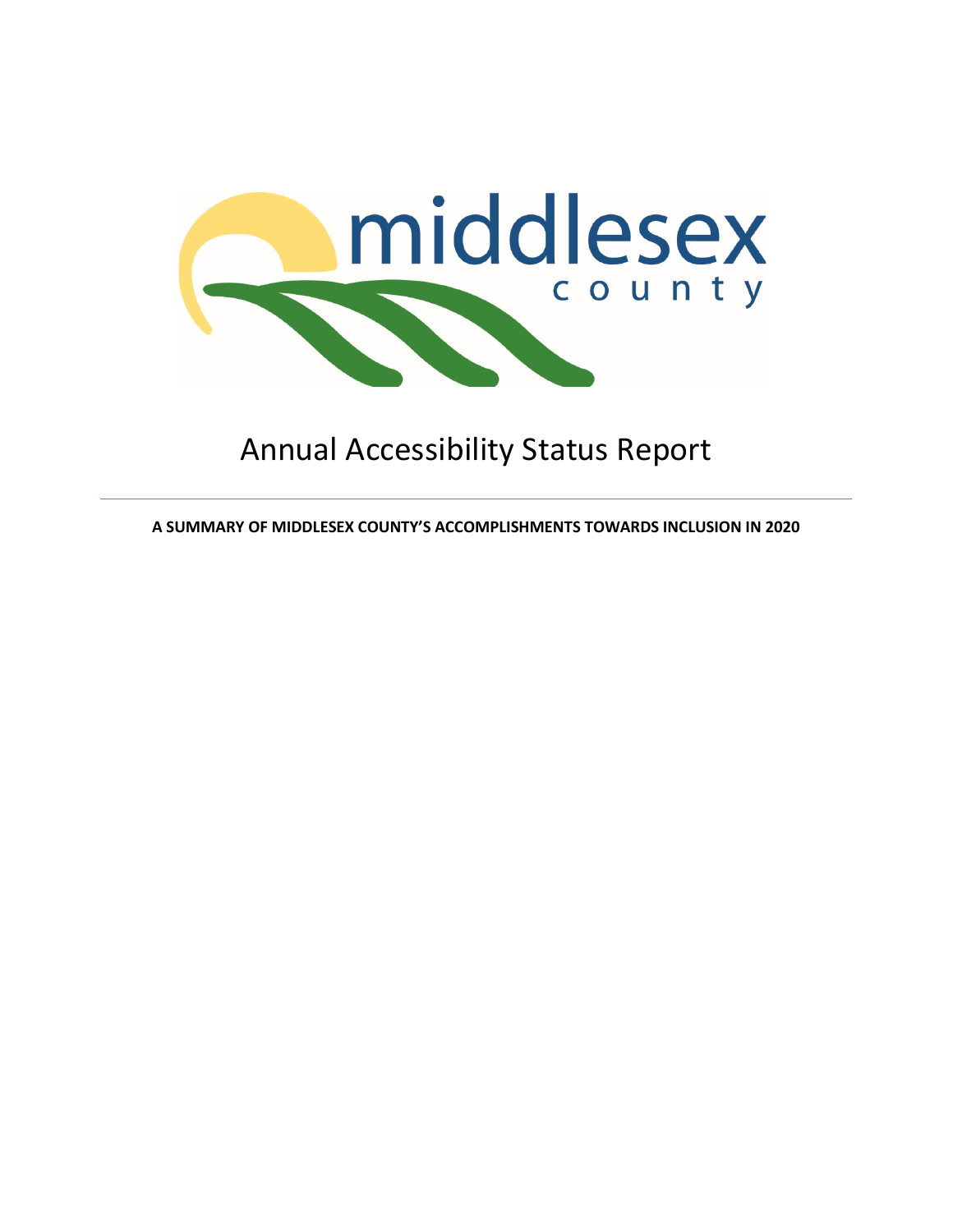middlesex county

# Annual Accessibility Status Report

---

**A SUMMARY OF MIDDLESEX COUNTY'S ACCOMPLISHMENTS TOWARDS INCLUSION IN 2020**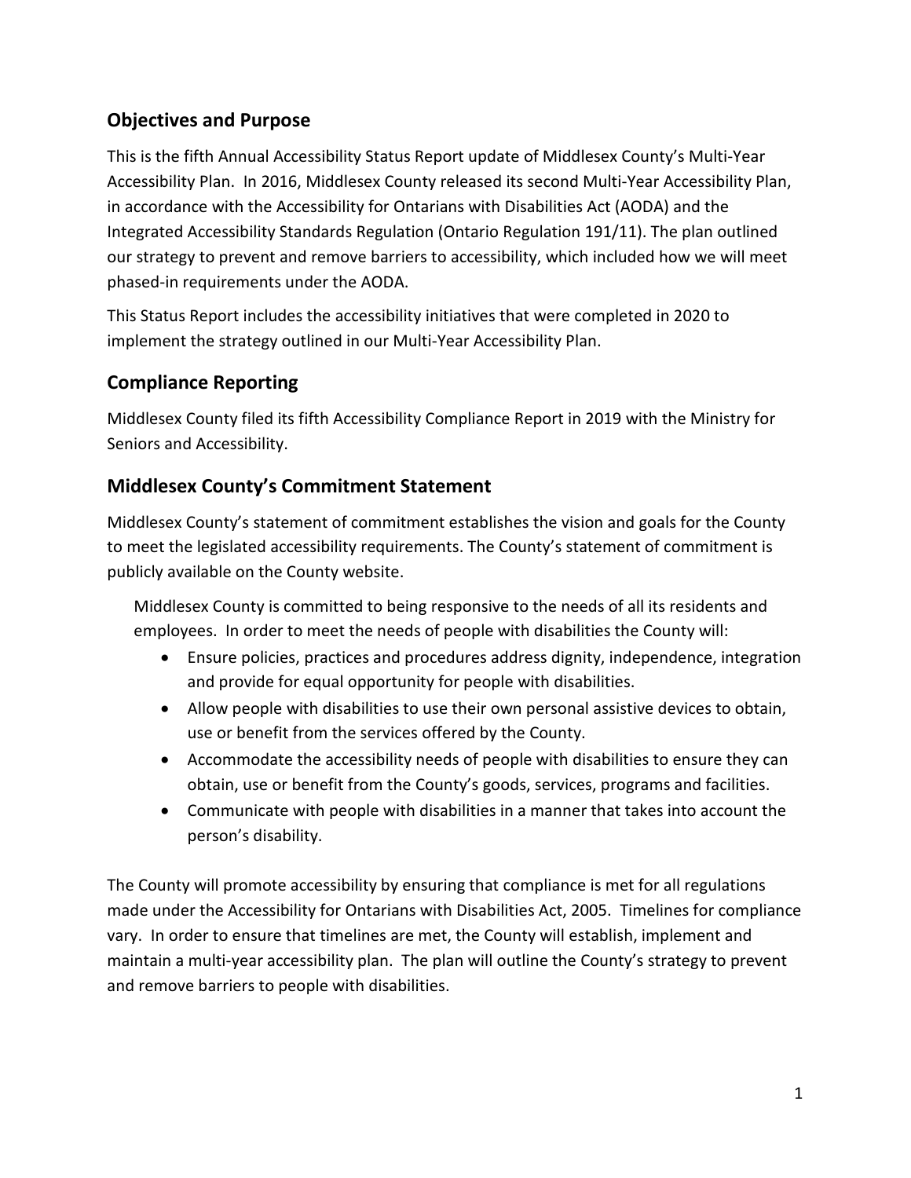## Objectives and Purpose

This is the fifth Annual Accessibility Status Report update of Middlesex County's Multi-Year Accessibility Plan. In 2016, Middlesex County released its second Multi-Year Accessibility Plan, in accordance with the Accessibility for Ontarians with Disabilities Act (AODA) and the Integrated Accessibility Standards Regulation (Ontario Regulation 191/11). The plan outlined our strategy to prevent and remove barriers to accessibility, which included how we will meet phased-in requirements under the AODA.

This Status Report includes the accessibility initiatives that were completed in 2020 to implement the strategy outlined in our Multi-Year Accessibility Plan.

## Compliance Reporting

Middlesex County filed its fifth Accessibility Compliance Report in 2019 with the Ministry for Seniors and Accessibility.

## Middlesex County's Commitment Statement

Middlesex County's statement of commitment establishes the vision and goals for the County to meet the legislated accessibility requirements. The County's statement of commitment is publicly available on the County website.

> Middlesex County is committed to being responsive to the needs of all its residents and employees. In order to meet the needs of people with disabilities the County will:
>
> - Ensure policies, practices and procedures address dignity, independence, integration and provide for equal opportunity for people with disabilities.
> - Allow people with disabilities to use their own personal assistive devices to obtain, use or benefit from the services offered by the County.
> - Accommodate the accessibility needs of people with disabilities to ensure they can obtain, use or benefit from the County's goods, services, programs and facilities.
> - Communicate with people with disabilities in a manner that takes into account the person's disability.

The County will promote accessibility by ensuring that compliance is met for all regulations made under the Accessibility for Ontarians with Disabilities Act, 2005. Timelines for compliance vary. In order to ensure that timelines are met, the County will establish, implement and maintain a multi-year accessibility plan. The plan will outline the County's strategy to prevent and remove barriers to people with disabilities.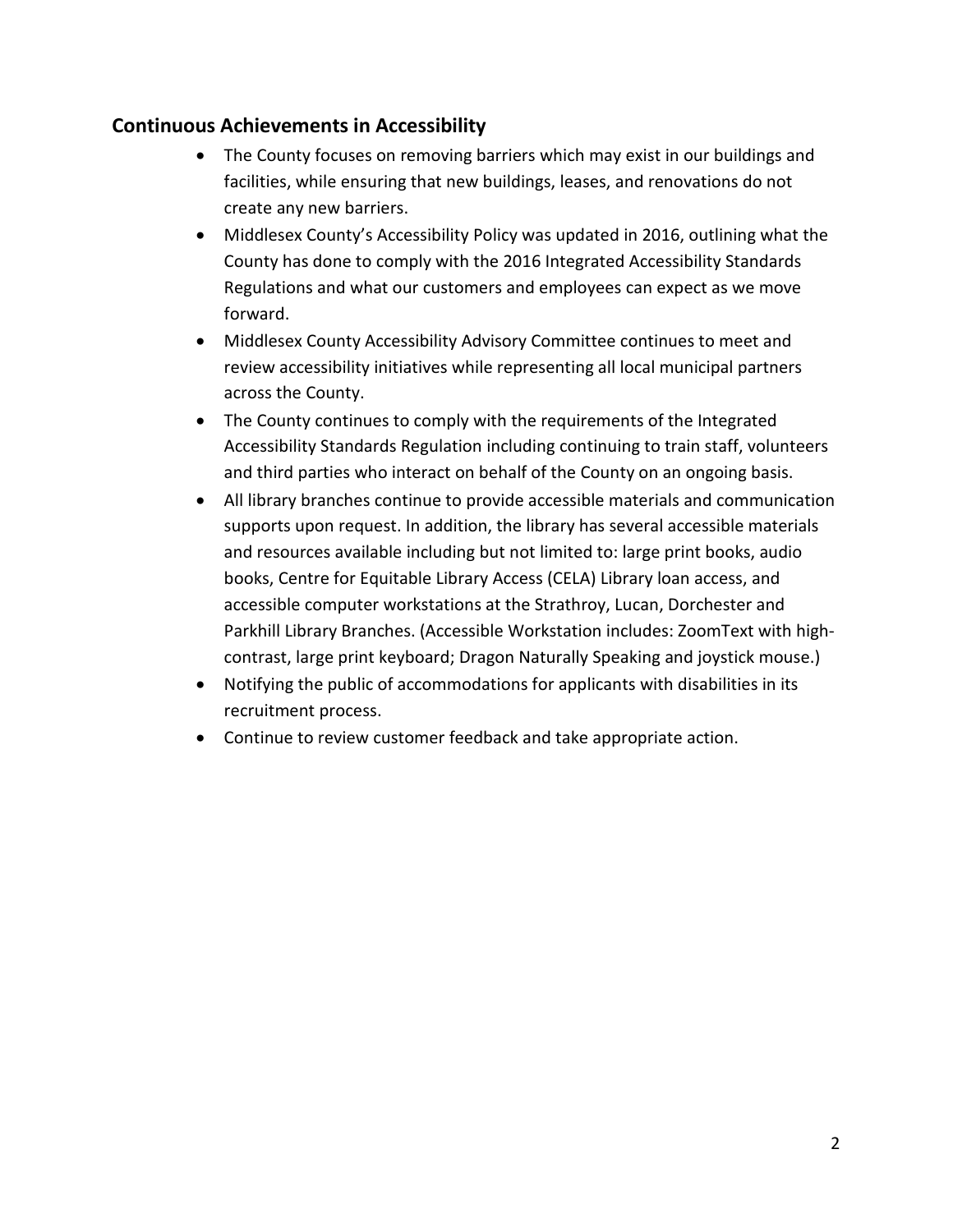## Continuous Achievements in Accessibility

- The County focuses on removing barriers which may exist in our buildings and facilities, while ensuring that new buildings, leases, and renovations do not create any new barriers.
- Middlesex County's Accessibility Policy was updated in 2016, outlining what the County has done to comply with the 2016 Integrated Accessibility Standards Regulations and what our customers and employees can expect as we move forward.
- Middlesex County Accessibility Advisory Committee continues to meet and review accessibility initiatives while representing all local municipal partners across the County.
- The County continues to comply with the requirements of the Integrated Accessibility Standards Regulation including continuing to train staff, volunteers and third parties who interact on behalf of the County on an ongoing basis.
- All library branches continue to provide accessible materials and communication supports upon request. In addition, the library has several accessible materials and resources available including but not limited to: large print books, audio books, Centre for Equitable Library Access (CELA) Library loan access, and accessible computer workstations at the Strathroy, Lucan, Dorchester and Parkhill Library Branches. (Accessible Workstation includes: ZoomText with high-contrast, large print keyboard; Dragon Naturally Speaking and joystick mouse.)
- Notifying the public of accommodations for applicants with disabilities in its recruitment process.
- Continue to review customer feedback and take appropriate action.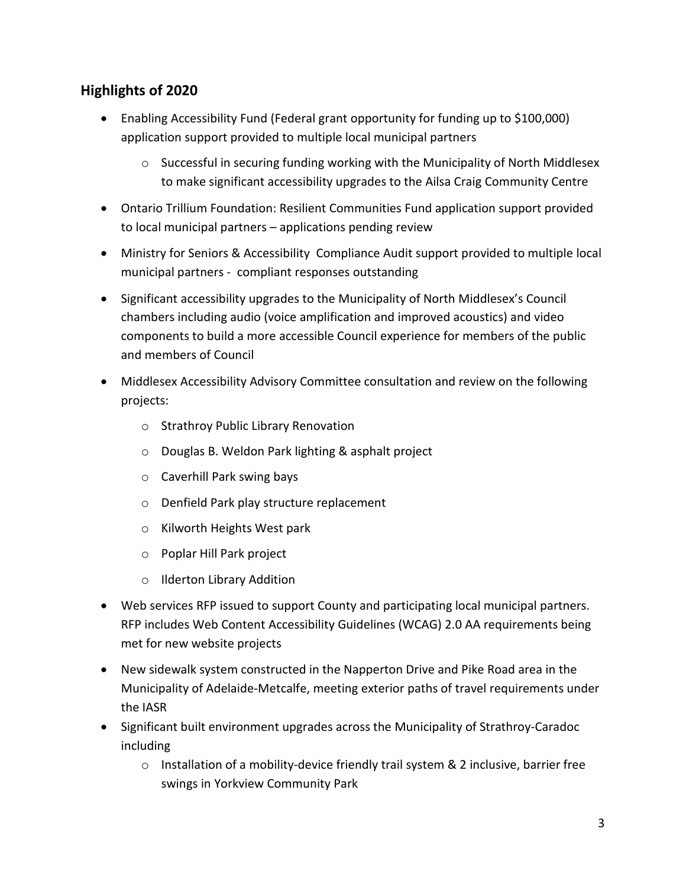## Highlights of 2020

- Enabling Accessibility Fund (Federal grant opportunity for funding up to $100,000) application support provided to multiple local municipal partners
    - Successful in securing funding working with the Municipality of North Middlesex to make significant accessibility upgrades to the Ailsa Craig Community Centre
- Ontario Trillium Foundation: Resilient Communities Fund application support provided to local municipal partners – applications pending review
- Ministry for Seniors & Accessibility Compliance Audit support provided to multiple local municipal partners - compliant responses outstanding
- Significant accessibility upgrades to the Municipality of North Middlesex's Council chambers including audio (voice amplification and improved acoustics) and video components to build a more accessible Council experience for members of the public and members of Council
- Middlesex Accessibility Advisory Committee consultation and review on the following projects:
    - Strathroy Public Library Renovation
    - Douglas B. Weldon Park lighting & asphalt project
    - Caverhill Park swing bays
    - Denfield Park play structure replacement
    - Kilworth Heights West park
    - Poplar Hill Park project
    - Ilderton Library Addition
- Web services RFP issued to support County and participating local municipal partners. RFP includes Web Content Accessibility Guidelines (WCAG) 2.0 AA requirements being met for new website projects
- New sidewalk system constructed in the Napperton Drive and Pike Road area in the Municipality of Adelaide-Metcalfe, meeting exterior paths of travel requirements under the IASR
- Significant built environment upgrades across the Municipality of Strathroy-Caradoc including
    - Installation of a mobility-device friendly trail system & 2 inclusive, barrier free swings in Yorkview Community Park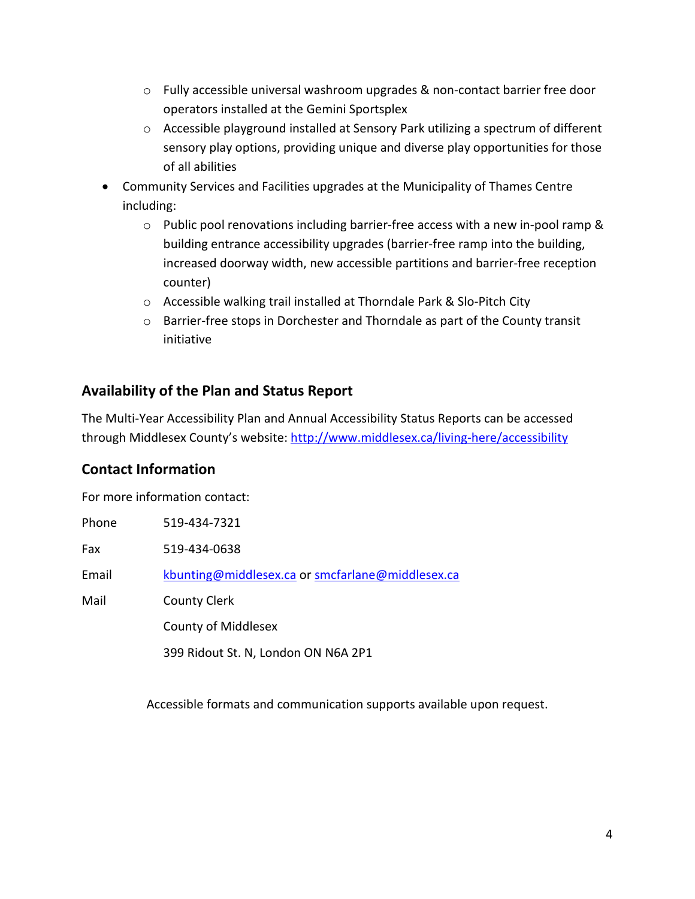- Fully accessible universal washroom upgrades & non-contact barrier free door operators installed at the Gemini Sportsplex
    - Accessible playground installed at Sensory Park utilizing a spectrum of different sensory play options, providing unique and diverse play opportunities for those of all abilities
- Community Services and Facilities upgrades at the Municipality of Thames Centre including:
    - Public pool renovations including barrier-free access with a new in-pool ramp & building entrance accessibility upgrades (barrier-free ramp into the building, increased doorway width, new accessible partitions and barrier-free reception counter)
    - Accessible walking trail installed at Thorndale Park & Slo-Pitch City
    - Barrier-free stops in Dorchester and Thorndale as part of the County transit initiative

## Availability of the Plan and Status Report

The Multi-Year Accessibility Plan and Annual Accessibility Status Reports can be accessed through Middlesex County's website: http://www.middlesex.ca/living-here/accessibility

## Contact Information

For more information contact:

| | |
|---|---|
| Phone | 519-434-7321 |
| Fax | 519-434-0638 |
| Email | kbunting@middlesex.ca or smcfarlane@middlesex.ca |
| Mail | County Clerk |
| | County of Middlesex |
| | 399 Ridout St. N, London ON N6A 2P1 |

Accessible formats and communication supports available upon request.